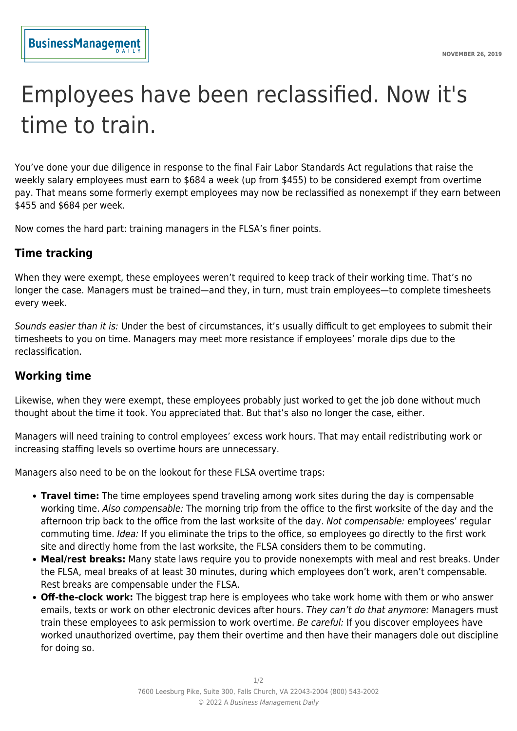# Employees have been reclassified. Now it's time to train.

You've done your due diligence in response to the final Fair Labor Standards Act regulations that raise the weekly salary employees must earn to $684 a week (up from $455) to be considered exempt from overtime pay. That means some formerly exempt employees may now be reclassified as nonexempt if they earn between $455 and $684 per week.

Now comes the hard part: training managers in the FLSA's finer points.

## Time tracking

When they were exempt, these employees weren't required to keep track of their working time. That's no longer the case. Managers must be trained—and they, in turn, must train employees—to complete timesheets every week.

*Sounds easier than it is:* Under the best of circumstances, it's usually difficult to get employees to submit their timesheets to you on time. Managers may meet more resistance if employees' morale dips due to the reclassification.

## Working time

Likewise, when they were exempt, these employees probably just worked to get the job done without much thought about the time it took. You appreciated that. But that's also no longer the case, either.

Managers will need training to control employees' excess work hours. That may entail redistributing work or increasing staffing levels so overtime hours are unnecessary.

Managers also need to be on the lookout for these FLSA overtime traps:

- **Travel time:** The time employees spend traveling among work sites during the day is compensable working time. *Also compensable:* The morning trip from the office to the first worksite of the day and the afternoon trip back to the office from the last worksite of the day. *Not compensable:* employees' regular commuting time. *Idea:* If you eliminate the trips to the office, so employees go directly to the first work site and directly home from the last worksite, the FLSA considers them to be commuting.
- **Meal/rest breaks:** Many state laws require you to provide nonexempts with meal and rest breaks. Under the FLSA, meal breaks of at least 30 minutes, during which employees don't work, aren't compensable. Rest breaks are compensable under the FLSA.
- **Off-the-clock work:** The biggest trap here is employees who take work home with them or who answer emails, texts or work on other electronic devices after hours. *They can't do that anymore:* Managers must train these employees to ask permission to work overtime. *Be careful:* If you discover employees have worked unauthorized overtime, pay them their overtime and then have their managers dole out discipline for doing so.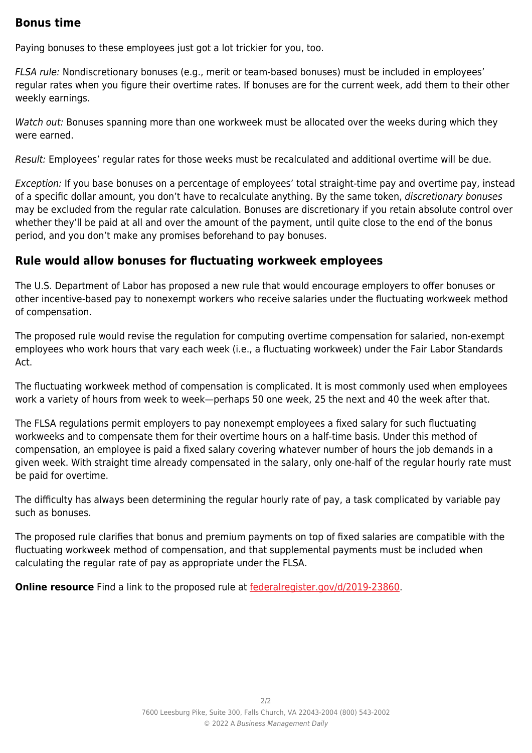## Bonus time

Paying bonuses to these employees just got a lot trickier for you, too.

*FLSA rule:* Nondiscretionary bonuses (e.g., merit or team-based bonuses) must be included in employees' regular rates when you figure their overtime rates. If bonuses are for the current week, add them to their other weekly earnings.

*Watch out:* Bonuses spanning more than one workweek must be allocated over the weeks during which they were earned.

*Result:* Employees' regular rates for those weeks must be recalculated and additional overtime will be due.

*Exception:* If you base bonuses on a percentage of employees' total straight-time pay and overtime pay, instead of a specific dollar amount, you don't have to recalculate anything. By the same token, *discretionary bonuses* may be excluded from the regular rate calculation. Bonuses are discretionary if you retain absolute control over whether they'll be paid at all and over the amount of the payment, until quite close to the end of the bonus period, and you don't make any promises beforehand to pay bonuses.

## Rule would allow bonuses for fluctuating workweek employees

The U.S. Department of Labor has proposed a new rule that would encourage employers to offer bonuses or other incentive-based pay to nonexempt workers who receive salaries under the fluctuating workweek method of compensation.

The proposed rule would revise the regulation for computing overtime compensation for salaried, non-exempt employees who work hours that vary each week (i.e., a fluctuating workweek) under the Fair Labor Standards Act.

The fluctuating workweek method of compensation is complicated. It is most commonly used when employees work a variety of hours from week to week—perhaps 50 one week, 25 the next and 40 the week after that.

The FLSA regulations permit employers to pay nonexempt employees a fixed salary for such fluctuating workweeks and to compensate them for their overtime hours on a half-time basis. Under this method of compensation, an employee is paid a fixed salary covering whatever number of hours the job demands in a given week. With straight time already compensated in the salary, only one-half of the regular hourly rate must be paid for overtime.

The difficulty has always been determining the regular hourly rate of pay, a task complicated by variable pay such as bonuses.

The proposed rule clarifies that bonus and premium payments on top of fixed salaries are compatible with the fluctuating workweek method of compensation, and that supplemental payments must be included when calculating the regular rate of pay as appropriate under the FLSA.

**Online resource** Find a link to the proposed rule at [federalregister.gov/d/2019-23860](federalregister.gov/d/2019-23860).